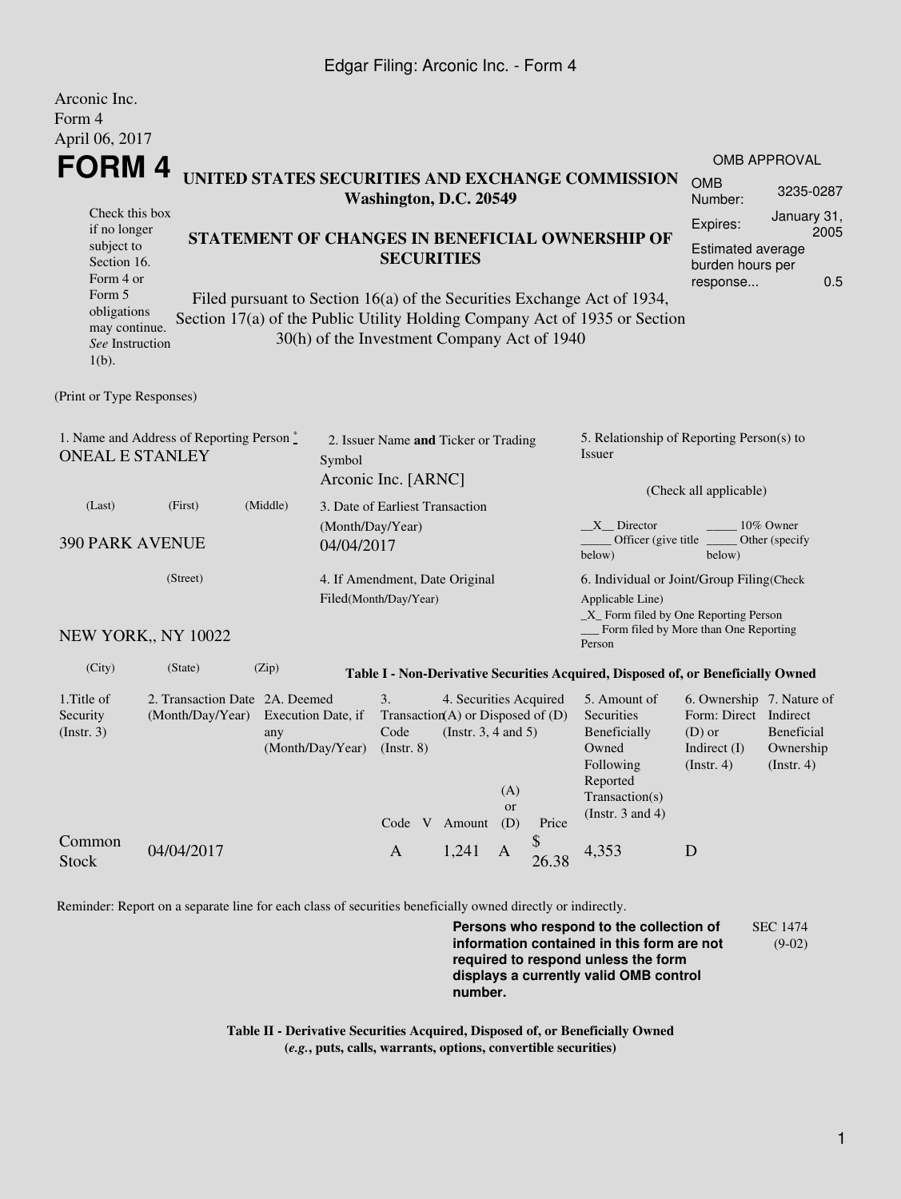Edgar Filing: Arconic Inc. - Form 4

Arconic Inc.
Form 4
April 06, 2017

# FORM 4

**UNITED STATES SECURITIES AND EXCHANGE COMMISSION**
**Washington, D.C. 20549**

**STATEMENT OF CHANGES IN BENEFICIAL OWNERSHIP OF SECURITIES**

Filed pursuant to Section 16(a) of the Securities Exchange Act of 1934, Section 17(a) of the Public Utility Holding Company Act of 1935 or Section 30(h) of the Investment Company Act of 1940

Check this box if no longer subject to Section 16. Form 4 or Form 5 obligations may continue. *See* Instruction 1(b).

OMB APPROVAL

| | |
|---|---|
| OMB Number: | 3235-0287 |
| Expires: | January 31, 2005 |
| Estimated average burden hours per response... | 0.5 |

(Print or Type Responses)

1. Name and Address of Reporting Person *
ONEAL E STANLEY

(Last) (First) (Middle)

390 PARK AVENUE

(Street)

NEW YORK,, NY 10022

(City) (State) (Zip)

2. Issuer Name **and** Ticker or Trading Symbol
Arconic Inc. [ARNC]

3. Date of Earliest Transaction (Month/Day/Year)
04/04/2017

4. If Amendment, Date Original Filed(Month/Day/Year)

5. Relationship of Reporting Person(s) to Issuer

(Check all applicable)

__X__ Director _____ 10% Owner
_____ Officer (give title below) _____ Other (specify below)

6. Individual or Joint/Group Filing(Check Applicable Line)
_X_ Form filed by One Reporting Person
___ Form filed by More than One Reporting Person

**Table I - Non-Derivative Securities Acquired, Disposed of, or Beneficially Owned**

| 1.Title of Security (Instr. 3) | 2. Transaction Date (Month/Day/Year) | 2A. Deemed Execution Date, if any (Month/Day/Year) | 3. Transaction Code (Instr. 8) | | 4. Securities Acquired (A) or Disposed of (D) (Instr. 3, 4 and 5) | | | 5. Amount of Securities Beneficially Owned Following Reported Transaction(s) (Instr. 3 and 4) | 6. Ownership Form: Direct (D) or Indirect (I) (Instr. 4) | 7. Nature of Indirect Beneficial Ownership (Instr. 4) |
|---|---|---|---|---|---|---|---|---|---|---|
| | | | Code | V | Amount | (A) or (D) | Price | | | |
| Common Stock | 04/04/2017 | | A | | 1,241 | A | $ 26.38 | 4,353 | D | |

Reminder: Report on a separate line for each class of securities beneficially owned directly or indirectly.

**Persons who respond to the collection of information contained in this form are not required to respond unless the form displays a currently valid OMB control number.**

SEC 1474 (9-02)

**Table II - Derivative Securities Acquired, Disposed of, or Beneficially Owned**
**(*e.g.*, puts, calls, warrants, options, convertible securities)**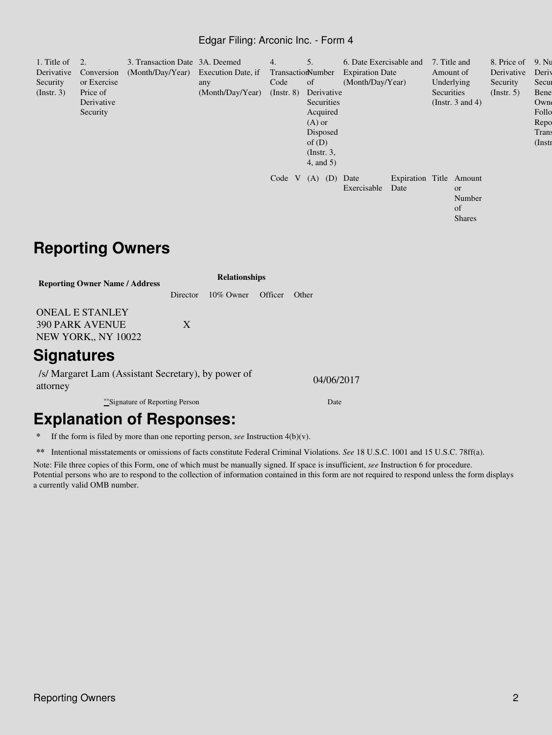| 1. Title of Derivative Security (Instr. 3) | 2. Conversion or Exercise Price of Derivative Security | 3. Transaction Date (Month/Day/Year) | 3A. Deemed Execution Date, if any (Month/Day/Year) | 4. Transaction Code (Instr. 8) | | 5. Number of Derivative Securities Acquired (A) or Disposed of (D) (Instr. 3, 4, and 5) | | 6. Date Exercisable and Expiration Date (Month/Day/Year) | | 7. Title and Amount of Underlying Securities (Instr. 3 and 4) | | 8. Price of Derivative Security (Instr. 5) | 9. Nu Deriv Secur Bene Owne Follo Repo Trans (Instr |
|---|---|---|---|---|---|---|---|---|---|---|---|---|---|
| | | | | Code | V | (A) | (D) | Date Exercisable | Expiration Date | Title | Amount or Number of Shares | | |

## Reporting Owners

| Reporting Owner Name / Address | Relationships | | | |
|---|---|---|---|---|
| | Director | 10% Owner | Officer | Other |
| ONEAL E STANLEY<br>390 PARK AVENUE<br>NEW YORK,, NY 10022 | X | | | |

## Signatures

| | |
|---|---|
| /s/ Margaret Lam (Assistant Secretary), by power of attorney | 04/06/2017 |
| **Signature of Reporting Person | Date |

## Explanation of Responses:

\* If the form is filed by more than one reporting person, *see* Instruction 4(b)(v).

\*\* Intentional misstatements or omissions of facts constitute Federal Criminal Violations. *See* 18 U.S.C. 1001 and 15 U.S.C. 78ff(a).

Note: File three copies of this Form, one of which must be manually signed. If space is insufficient, *see* Instruction 6 for procedure.
Potential persons who are to respond to the collection of information contained in this form are not required to respond unless the form displays a currently valid OMB number.